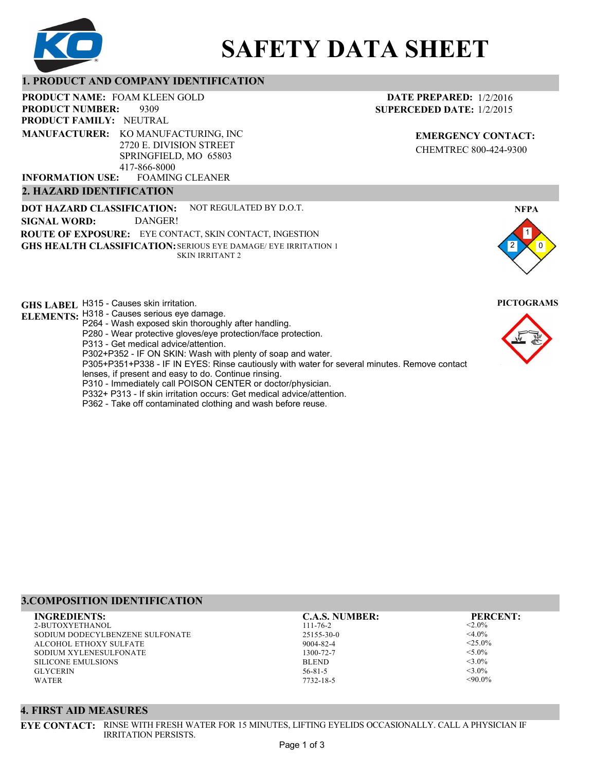# SAFETY DATA SHEET

## 1. PRODUCT AND COMPANY IDENTIFICATION

**PRODUCT NAME:** FOAM KLEEN GOLD
**PRODUCT NUMBER:** 9309
**PRODUCT FAMILY:** NEUTRAL
**MANUFACTURER:** KO MANUFACTURING, INC
2720 E. DIVISION STREET
SPRINGFIELD, MO 65803
417-866-8000
**INFORMATION USE:** FOAMING CLEANER

**DATE PREPARED:** 1/2/2016
**SUPERCEDED DATE:** 1/2/2015

**EMERGENCY CONTACT:**
CHEMTREC 800-424-9300

## 2. HAZARD IDENTIFICATION

**DOT HAZARD CLASSIFICATION:** NOT REGULATED BY D.O.T.
**SIGNAL WORD:** DANGER!
**ROUTE OF EXPOSURE:** EYE CONTACT, SKIN CONTACT, INGESTION
**GHS HEALTH CLASSIFICATION:** SERIOUS EYE DAMAGE/ EYE IRRITATION 1
SKIN IRRITANT 2

**NFPA**

Health: 2, Flammability: 1, Reactivity: 0

**PICTOGRAMS**

**GHS LABEL ELEMENTS:**
H315 - Causes skin irritation.
H318 - Causes serious eye damage.
P264 - Wash exposed skin thoroughly after handling.
P280 - Wear protective gloves/eye protection/face protection.
P313 - Get medical advice/attention.
P302+P352 - IF ON SKIN: Wash with plenty of soap and water.
P305+P351+P338 - IF IN EYES: Rinse cautiously with water for several minutes. Remove contact lenses, if present and easy to do. Continue rinsing.
P310 - Immediately call POISON CENTER or doctor/physician.
P332+ P313 - If skin irritation occurs: Get medical advice/attention.
P362 - Take off contaminated clothing and wash before reuse.

## 3.COMPOSITION IDENTIFICATION

| INGREDIENTS: | C.A.S. NUMBER: | PERCENT: |
|---|---|---|
| 2-BUTOXYETHANOL | 111-76-2 | <2.0% |
| SODIUM DODECYLBENZENE SULFONATE | 25155-30-0 | <4.0% |
| ALCOHOL ETHOXY SULFATE | 9004-82-4 | <25.0% |
| SODIUM XYLENESULFONATE | 1300-72-7 | <5.0% |
| SILICONE EMULSIONS | BLEND | <3.0% |
| GLYCERIN | 56-81-5 | <3.0% |
| WATER | 7732-18-5 | <90.0% |

## 4. FIRST AID MEASURES

**EYE CONTACT:** RINSE WITH FRESH WATER FOR 15 MINUTES, LIFTING EYELIDS OCCASIONALLY. CALL A PHYSICIAN IF IRRITATION PERSISTS.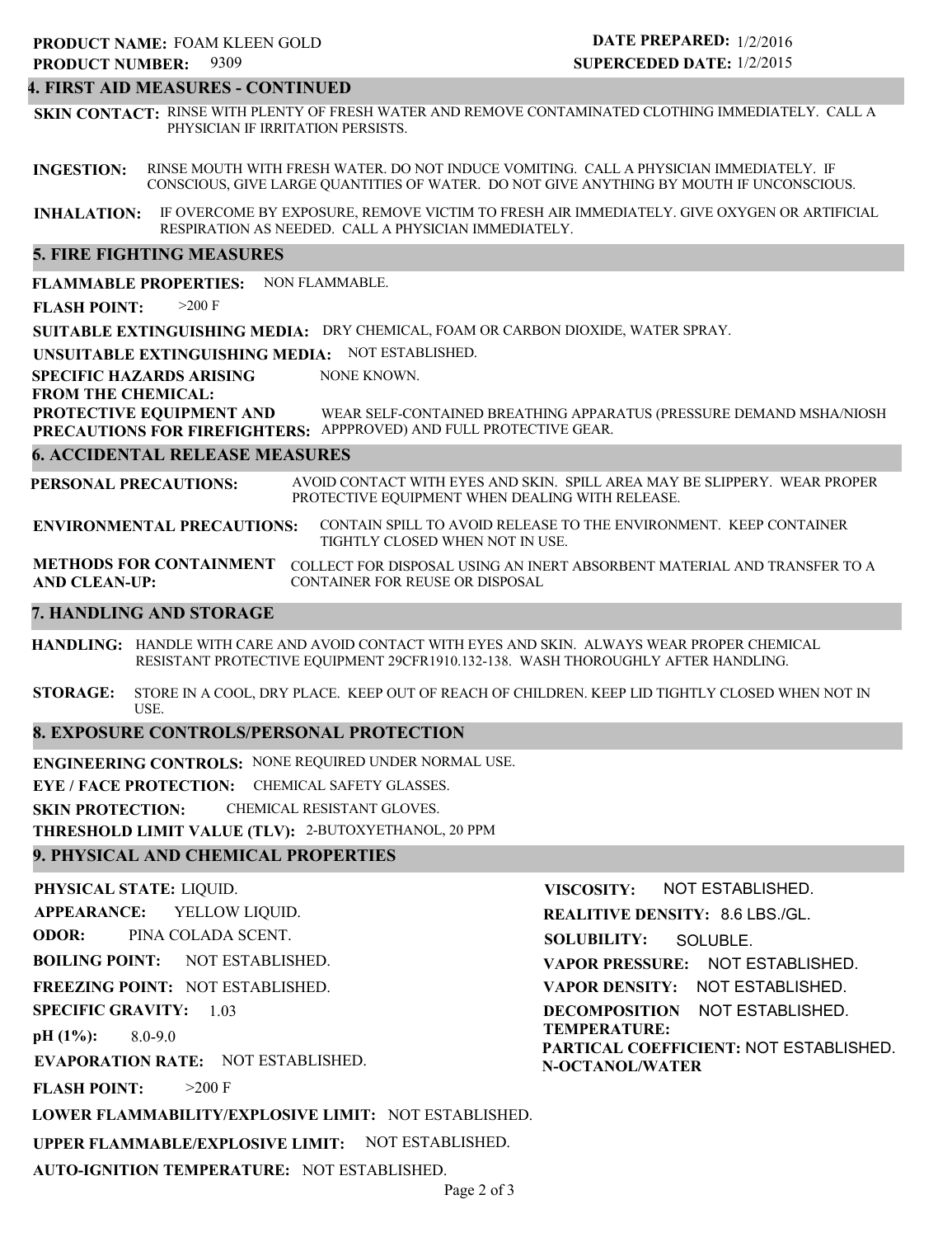**PRODUCT NAME:** FOAM KLEEN GOLD
**PRODUCT NUMBER:** 9309

**DATE PREPARED:** 1/2/2016
**SUPERCEDED DATE:** 1/2/2015

## 4. FIRST AID MEASURES - CONTINUED

**SKIN CONTACT:** RINSE WITH PLENTY OF FRESH WATER AND REMOVE CONTAMINATED CLOTHING IMMEDIATELY. CALL A PHYSICIAN IF IRRITATION PERSISTS.

**INGESTION:** RINSE MOUTH WITH FRESH WATER. DO NOT INDUCE VOMITING. CALL A PHYSICIAN IMMEDIATELY. IF CONSCIOUS, GIVE LARGE QUANTITIES OF WATER. DO NOT GIVE ANYTHING BY MOUTH IF UNCONSCIOUS.

**INHALATION:** IF OVERCOME BY EXPOSURE, REMOVE VICTIM TO FRESH AIR IMMEDIATELY. GIVE OXYGEN OR ARTIFICIAL RESPIRATION AS NEEDED. CALL A PHYSICIAN IMMEDIATELY.

## 5. FIRE FIGHTING MEASURES

**FLAMMABLE PROPERTIES:** NON FLAMMABLE.

**FLASH POINT:** >200 F

**SUITABLE EXTINGUISHING MEDIA:** DRY CHEMICAL, FOAM OR CARBON DIOXIDE, WATER SPRAY.

**UNSUITABLE EXTINGUISHING MEDIA:** NOT ESTABLISHED.

**SPECIFIC HAZARDS ARISING FROM THE CHEMICAL:** NONE KNOWN.

**PROTECTIVE EQUIPMENT AND PRECAUTIONS FOR FIREFIGHTERS:** WEAR SELF-CONTAINED BREATHING APPARATUS (PRESSURE DEMAND MSHA/NIOSH APPPROVED) AND FULL PROTECTIVE GEAR.

## 6. ACCIDENTAL RELEASE MEASURES

**PERSONAL PRECAUTIONS:** AVOID CONTACT WITH EYES AND SKIN. SPILL AREA MAY BE SLIPPERY. WEAR PROPER PROTECTIVE EQUIPMENT WHEN DEALING WITH RELEASE.

**ENVIRONMENTAL PRECAUTIONS:** CONTAIN SPILL TO AVOID RELEASE TO THE ENVIRONMENT. KEEP CONTAINER TIGHTLY CLOSED WHEN NOT IN USE.

**METHODS FOR CONTAINMENT AND CLEAN-UP:** COLLECT FOR DISPOSAL USING AN INERT ABSORBENT MATERIAL AND TRANSFER TO A CONTAINER FOR REUSE OR DISPOSAL

## 7. HANDLING AND STORAGE

**HANDLING:** HANDLE WITH CARE AND AVOID CONTACT WITH EYES AND SKIN. ALWAYS WEAR PROPER CHEMICAL RESISTANT PROTECTIVE EQUIPMENT 29CFR1910.132-138. WASH THOROUGHLY AFTER HANDLING.

**STORAGE:** STORE IN A COOL, DRY PLACE. KEEP OUT OF REACH OF CHILDREN. KEEP LID TIGHTLY CLOSED WHEN NOT IN USE.

## 8. EXPOSURE CONTROLS/PERSONAL PROTECTION

**ENGINEERING CONTROLS:** NONE REQUIRED UNDER NORMAL USE.

**EYE / FACE PROTECTION:** CHEMICAL SAFETY GLASSES.

**SKIN PROTECTION:** CHEMICAL RESISTANT GLOVES.

**THRESHOLD LIMIT VALUE (TLV):** 2-BUTOXYETHANOL, 20 PPM

## 9. PHYSICAL AND CHEMICAL PROPERTIES

**PHYSICAL STATE:** LIQUID.

**APPEARANCE:** YELLOW LIQUID.

**ODOR:** PINA COLADA SCENT.

**BOILING POINT:** NOT ESTABLISHED.

**FREEZING POINT:** NOT ESTABLISHED.

**SPECIFIC GRAVITY:** 1.03

**pH (1%):** 8.0-9.0

**EVAPORATION RATE:** NOT ESTABLISHED.

**FLASH POINT:** >200 F

**LOWER FLAMMABILITY/EXPLOSIVE LIMIT:** NOT ESTABLISHED.

**UPPER FLAMMABLE/EXPLOSIVE LIMIT:** NOT ESTABLISHED.

**AUTO-IGNITION TEMPERATURE:** NOT ESTABLISHED.

**VISCOSITY:** NOT ESTABLISHED.

**REALITIVE DENSITY:** 8.6 LBS./GL.

**SOLUBILITY:** SOLUBLE.

**VAPOR PRESSURE:** NOT ESTABLISHED.

**VAPOR DENSITY:** NOT ESTABLISHED.

**DECOMPOSITION TEMPERATURE:** NOT ESTABLISHED.

**PARTICAL COEFFICIENT: N-OCTANOL/WATER** NOT ESTABLISHED.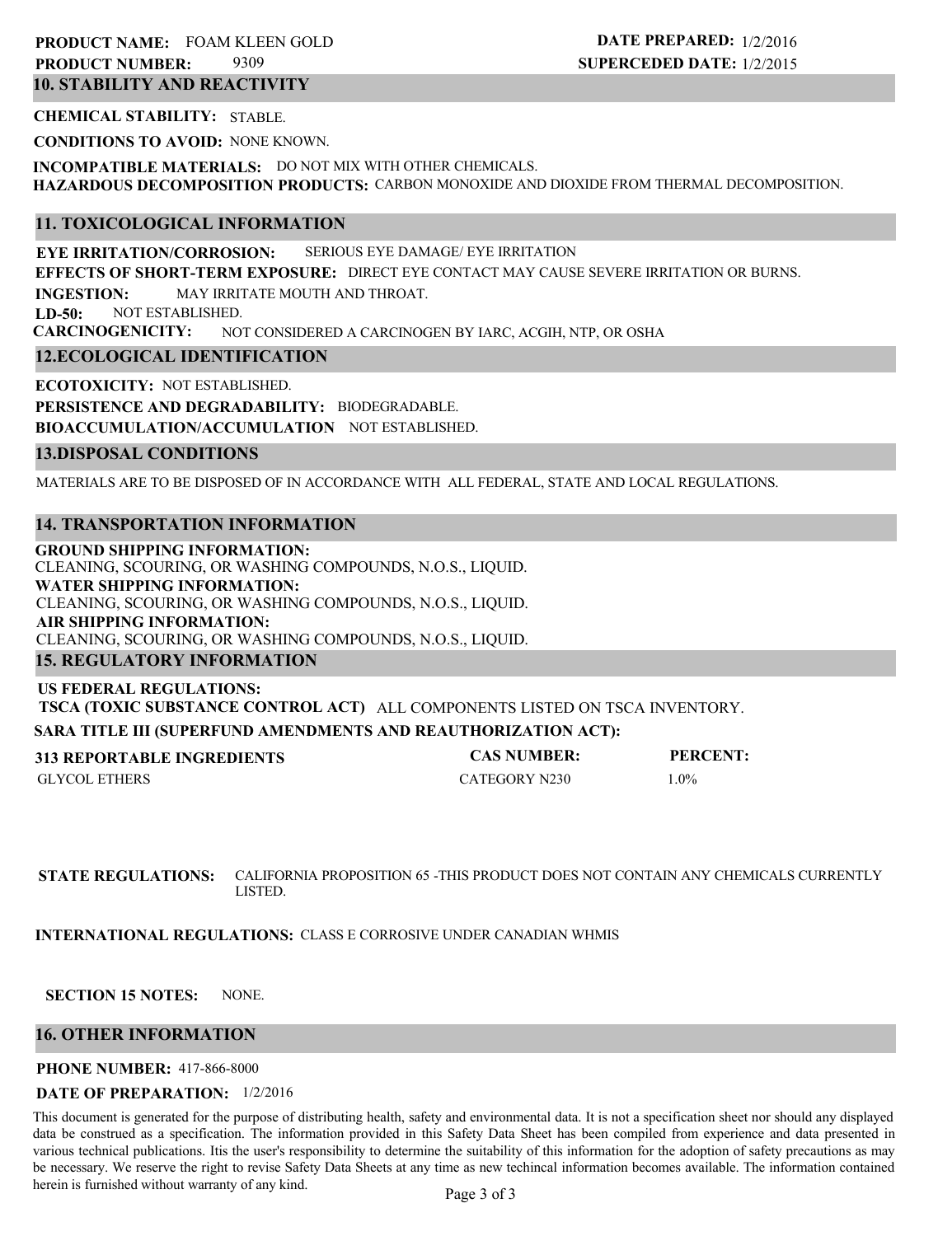**PRODUCT NAME:** FOAM KLEEN GOLD
**PRODUCT NUMBER:** 9309
**DATE PREPARED:** 1/2/2016
**SUPERCEDED DATE:** 1/2/2015

## 10. STABILITY AND REACTIVITY

**CHEMICAL STABILITY:** STABLE.

**CONDITIONS TO AVOID:** NONE KNOWN.

**INCOMPATIBLE MATERIALS:** DO NOT MIX WITH OTHER CHEMICALS.

**HAZARDOUS DECOMPOSITION PRODUCTS:** CARBON MONOXIDE AND DIOXIDE FROM THERMAL DECOMPOSITION.

## 11. TOXICOLOGICAL INFORMATION

**EYE IRRITATION/CORROSION:** SERIOUS EYE DAMAGE/ EYE IRRITATION

**EFFECTS OF SHORT-TERM EXPOSURE:** DIRECT EYE CONTACT MAY CAUSE SEVERE IRRITATION OR BURNS.

**INGESTION:** MAY IRRITATE MOUTH AND THROAT.

**LD-50:** NOT ESTABLISHED.

**CARCINOGENICITY:** NOT CONSIDERED A CARCINOGEN BY IARC, ACGIH, NTP, OR OSHA

## 12.ECOLOGICAL IDENTIFICATION

**ECOTOXICITY:** NOT ESTABLISHED.

**PERSISTENCE AND DEGRADABILITY:** BIODEGRADABLE.

**BIOACCUMULATION/ACCUMULATION** NOT ESTABLISHED.

## 13.DISPOSAL CONDITIONS

MATERIALS ARE TO BE DISPOSED OF IN ACCORDANCE WITH ALL FEDERAL, STATE AND LOCAL REGULATIONS.

## 14. TRANSPORTATION INFORMATION

**GROUND SHIPPING INFORMATION:**
CLEANING, SCOURING, OR WASHING COMPOUNDS, N.O.S., LIQUID.

**WATER SHIPPING INFORMATION:**
CLEANING, SCOURING, OR WASHING COMPOUNDS, N.O.S., LIQUID.

**AIR SHIPPING INFORMATION:**
CLEANING, SCOURING, OR WASHING COMPOUNDS, N.O.S., LIQUID.

## 15. REGULATORY INFORMATION

**US FEDERAL REGULATIONS:**

**TSCA (TOXIC SUBSTANCE CONTROL ACT)** ALL COMPONENTS LISTED ON TSCA INVENTORY.

**SARA TITLE III (SUPERFUND AMENDMENTS AND REAUTHORIZATION ACT):**

| 313 REPORTABLE INGREDIENTS | CAS NUMBER: | PERCENT: |
|---|---|---|
| GLYCOL ETHERS | CATEGORY N230 | 1.0% |

**STATE REGULATIONS:** CALIFORNIA PROPOSITION 65 -THIS PRODUCT DOES NOT CONTAIN ANY CHEMICALS CURRENTLY LISTED.

**INTERNATIONAL REGULATIONS:** CLASS E CORROSIVE UNDER CANADIAN WHMIS

**SECTION 15 NOTES:** NONE.

## 16. OTHER INFORMATION

**PHONE NUMBER:** 417-866-8000

**DATE OF PREPARATION:** 1/2/2016

This document is generated for the purpose of distributing health, safety and environmental data. It is not a specification sheet nor should any displayed data be construed as a specification. The information provided in this Safety Data Sheet has been compiled from experience and data presented in various technical publications. Itis the user's responsibility to determine the suitability of this information for the adoption of safety precautions as may be necessary. We reserve the right to revise Safety Data Sheets at any time as new techincal information becomes available. The information contained herein is furnished without warranty of any kind.